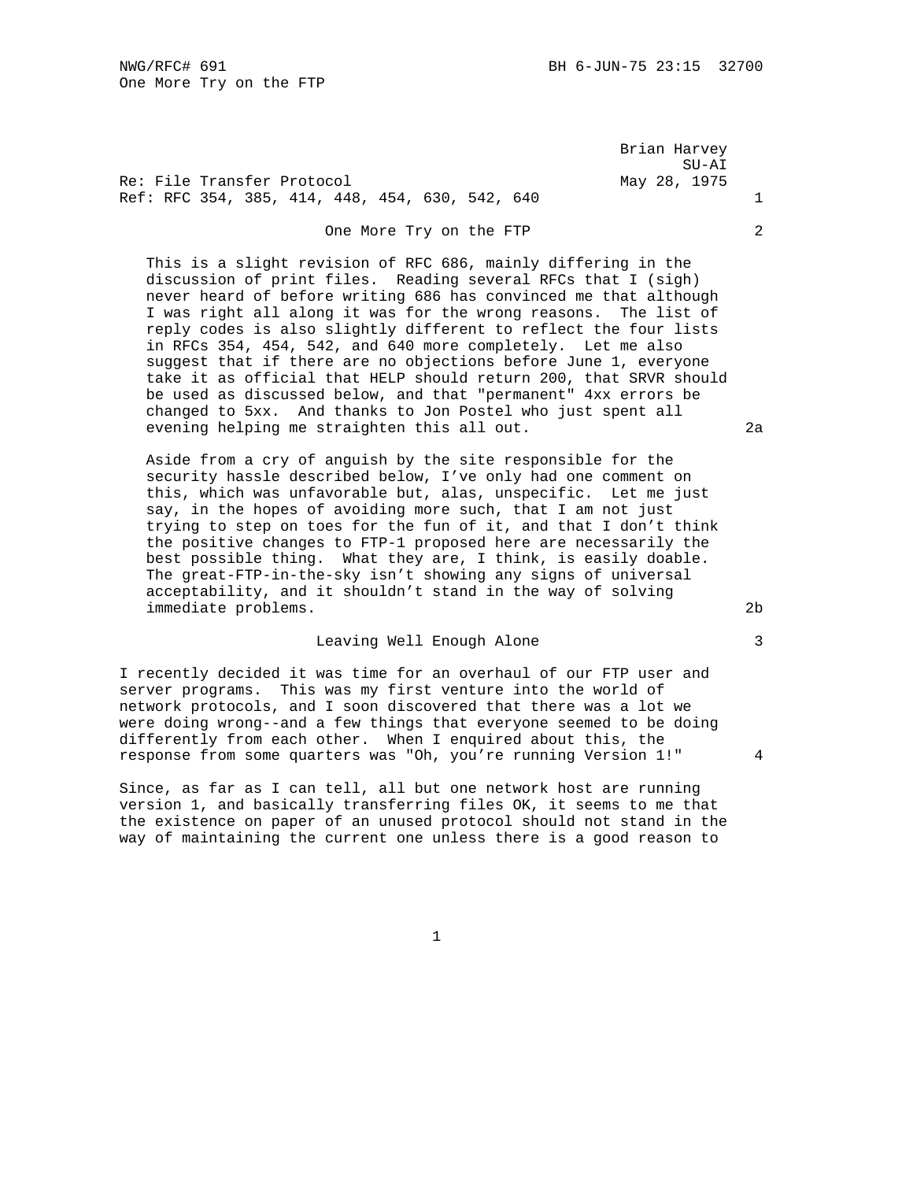Re: File Transfer Protocol

Ref: RFC 354, 385, 414, 448, 454, 630, 542, 640

Brian Harvey
SU-AI
May 28, 1975

## One More Try on the FTP

This is a slight revision of RFC 686, mainly differing in the discussion of print files. Reading several RFCs that I (sigh) never heard of before writing 686 has convinced me that although I was right all along it was for the wrong reasons. The list of reply codes is also slightly different to reflect the four lists in RFCs 354, 454, 542, and 640 more completely. Let me also suggest that if there are no objections before June 1, everyone take it as official that HELP should return 200, that SRVR should be used as discussed below, and that "permanent" 4xx errors be changed to 5xx. And thanks to Jon Postel who just spent all evening helping me straighten this all out.

Aside from a cry of anguish by the site responsible for the security hassle described below, I've only had one comment on this, which was unfavorable but, alas, unspecific. Let me just say, in the hopes of avoiding more such, that I am not just trying to step on toes for the fun of it, and that I don't think the positive changes to FTP-1 proposed here are necessarily the best possible thing. What they are, I think, is easily doable. The great-FTP-in-the-sky isn't showing any signs of universal acceptability, and it shouldn't stand in the way of solving immediate problems.

## Leaving Well Enough Alone

I recently decided it was time for an overhaul of our FTP user and server programs. This was my first venture into the world of network protocols, and I soon discovered that there was a lot we were doing wrong--and a few things that everyone seemed to be doing differently from each other. When I enquired about this, the response from some quarters was "Oh, you're running Version 1!"

Since, as far as I can tell, all but one network host are running version 1, and basically transferring files OK, it seems to me that the existence on paper of an unused protocol should not stand in the way of maintaining the current one unless there is a good reason to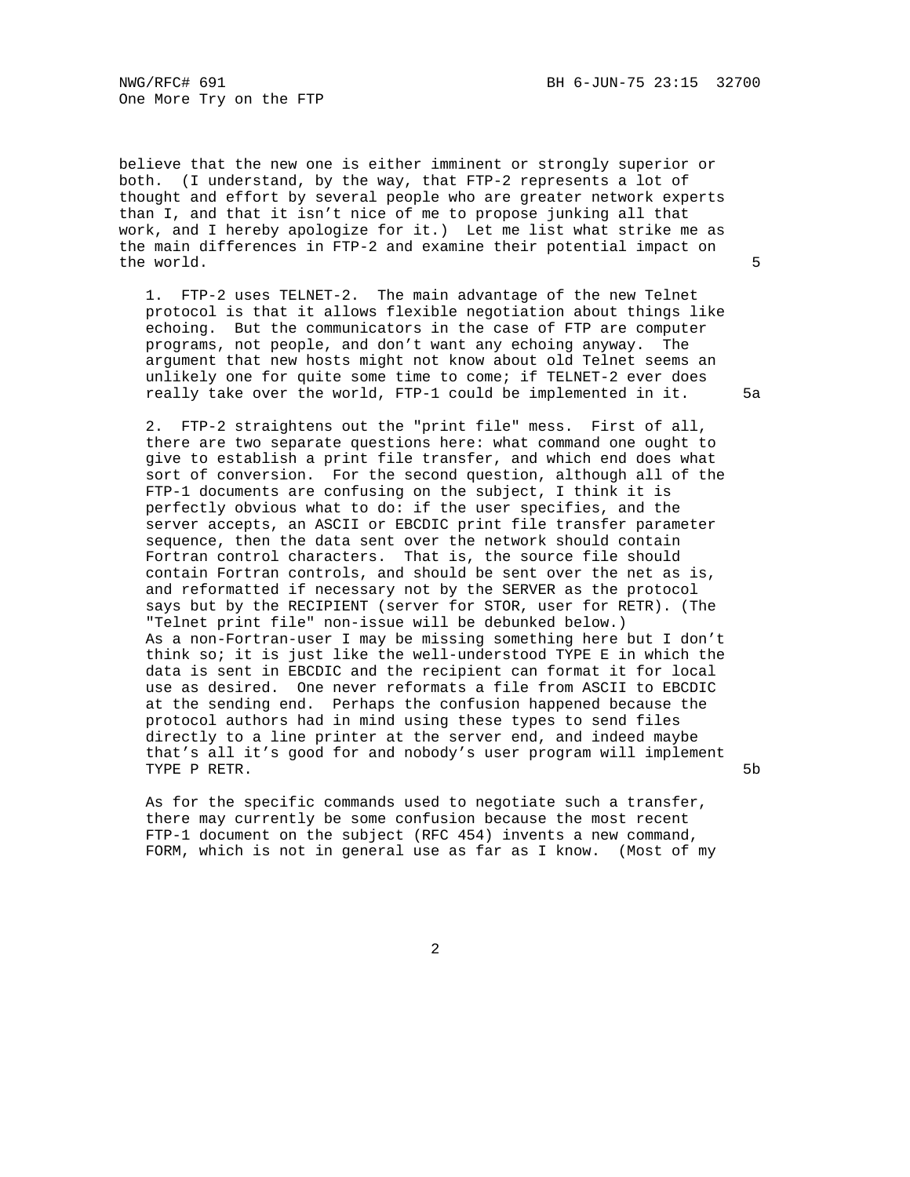believe that the new one is either imminent or strongly superior or both. (I understand, by the way, that FTP-2 represents a lot of thought and effort by several people who are greater network experts than I, and that it isn't nice of me to propose junking all that work, and I hereby apologize for it.) Let me list what strike me as the main differences in FTP-2 and examine their potential impact on the world. 5

1. FTP-2 uses TELNET-2. The main advantage of the new Telnet protocol is that it allows flexible negotiation about things like echoing. But the communicators in the case of FTP are computer programs, not people, and don't want any echoing anyway. The argument that new hosts might not know about old Telnet seems an unlikely one for quite some time to come; if TELNET-2 ever does really take over the world, FTP-1 could be implemented in it. 5a

2. FTP-2 straightens out the "print file" mess. First of all, there are two separate questions here: what command one ought to give to establish a print file transfer, and which end does what sort of conversion. For the second question, although all of the FTP-1 documents are confusing on the subject, I think it is perfectly obvious what to do: if the user specifies, and the server accepts, an ASCII or EBCDIC print file transfer parameter sequence, then the data sent over the network should contain Fortran control characters. That is, the source file should contain Fortran controls, and should be sent over the net as is, and reformatted if necessary not by the SERVER as the protocol says but by the RECIPIENT (server for STOR, user for RETR). (The "Telnet print file" non-issue will be debunked below.) As a non-Fortran-user I may be missing something here but I don't think so; it is just like the well-understood TYPE E in which the data is sent in EBCDIC and the recipient can format it for local use as desired. One never reformats a file from ASCII to EBCDIC at the sending end. Perhaps the confusion happened because the protocol authors had in mind using these types to send files directly to a line printer at the server end, and indeed maybe that's all it's good for and nobody's user program will implement TYPE P RETR. 5b

As for the specific commands used to negotiate such a transfer, there may currently be some confusion because the most recent FTP-1 document on the subject (RFC 454) invents a new command, FORM, which is not in general use as far as I know. (Most of my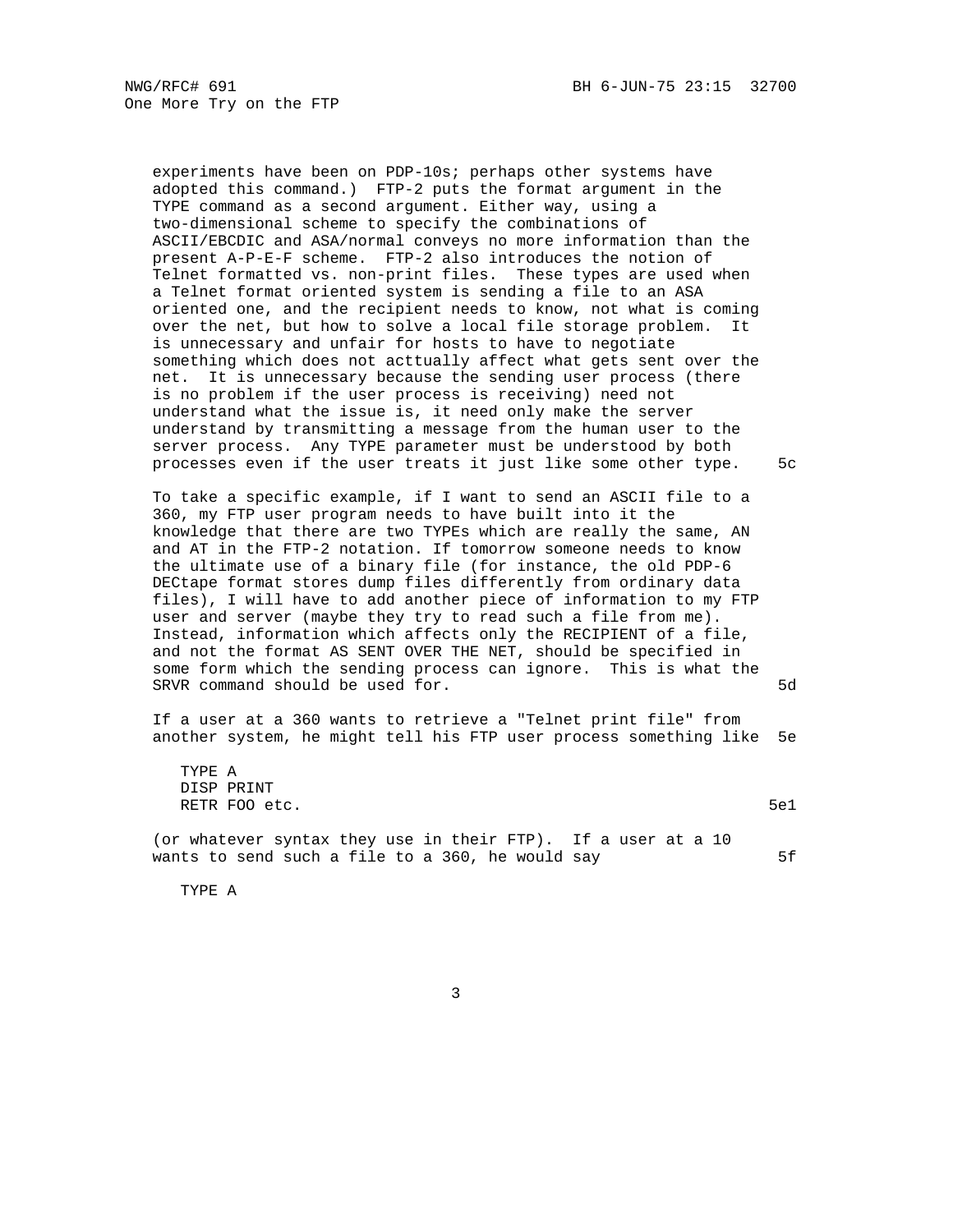experiments have been on PDP-10s; perhaps other systems have adopted this command.) FTP-2 puts the format argument in the TYPE command as a second argument. Either way, using a two-dimensional scheme to specify the combinations of ASCII/EBCDIC and ASA/normal conveys no more information than the present A-P-E-F scheme. FTP-2 also introduces the notion of Telnet formatted vs. non-print files. These types are used when a Telnet format oriented system is sending a file to an ASA oriented one, and the recipient needs to know, not what is coming over the net, but how to solve a local file storage problem. It is unnecessary and unfair for hosts to have to negotiate something which does not acttually affect what gets sent over the net. It is unnecessary because the sending user process (there is no problem if the user process is receiving) need not understand what the issue is, it need only make the server understand by transmitting a message from the human user to the server process. Any TYPE parameter must be understood by both processes even if the user treats it just like some other type. 5c

To take a specific example, if I want to send an ASCII file to a 360, my FTP user program needs to have built into it the knowledge that there are two TYPEs which are really the same, AN and AT in the FTP-2 notation. If tomorrow someone needs to know the ultimate use of a binary file (for instance, the old PDP-6 DECtape format stores dump files differently from ordinary data files), I will have to add another piece of information to my FTP user and server (maybe they try to read such a file from me). Instead, information which affects only the RECIPIENT of a file, and not the format AS SENT OVER THE NET, should be specified in some form which the sending process can ignore. This is what the SRVR command should be used for. 5d

If a user at a 360 wants to retrieve a "Telnet print file" from another system, he might tell his FTP user process something like 5e

```
TYPE A
DISP PRINT
RETR FOO etc.                                                  5e1
```

(or whatever syntax they use in their FTP). If a user at a 10 wants to send such a file to a 360, he would say 5f

```
TYPE A
```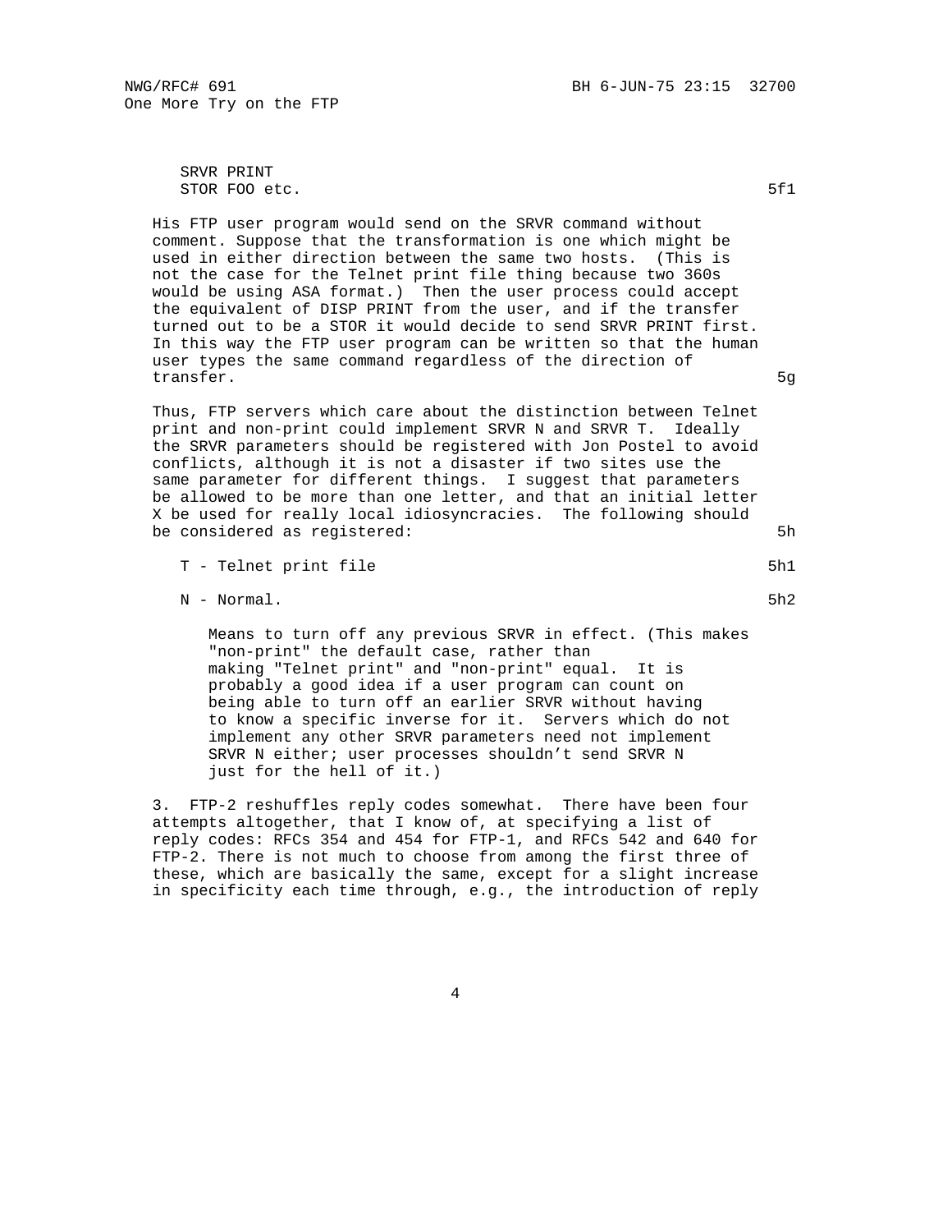SRVR PRINT
STOR FOO etc. 5f1

His FTP user program would send on the SRVR command without comment. Suppose that the transformation is one which might be used in either direction between the same two hosts. (This is not the case for the Telnet print file thing because two 360s would be using ASA format.) Then the user process could accept the equivalent of DISP PRINT from the user, and if the transfer turned out to be a STOR it would decide to send SRVR PRINT first. In this way the FTP user program can be written so that the human user types the same command regardless of the direction of transfer. 5g

Thus, FTP servers which care about the distinction between Telnet print and non-print could implement SRVR N and SRVR T. Ideally the SRVR parameters should be registered with Jon Postel to avoid conflicts, although it is not a disaster if two sites use the same parameter for different things. I suggest that parameters be allowed to be more than one letter, and that an initial letter X be used for really local idiosyncracies. The following should be considered as registered: 5h

T - Telnet print file 5h1

N - Normal. 5h2

Means to turn off any previous SRVR in effect. (This makes "non-print" the default case, rather than making "Telnet print" and "non-print" equal. It is probably a good idea if a user program can count on being able to turn off an earlier SRVR without having to know a specific inverse for it. Servers which do not implement any other SRVR parameters need not implement SRVR N either; user processes shouldn't send SRVR N just for the hell of it.)

3. FTP-2 reshuffles reply codes somewhat. There have been four attempts altogether, that I know of, at specifying a list of reply codes: RFCs 354 and 454 for FTP-1, and RFCs 542 and 640 for FTP-2. There is not much to choose from among the first three of these, which are basically the same, except for a slight increase in specificity each time through, e.g., the introduction of reply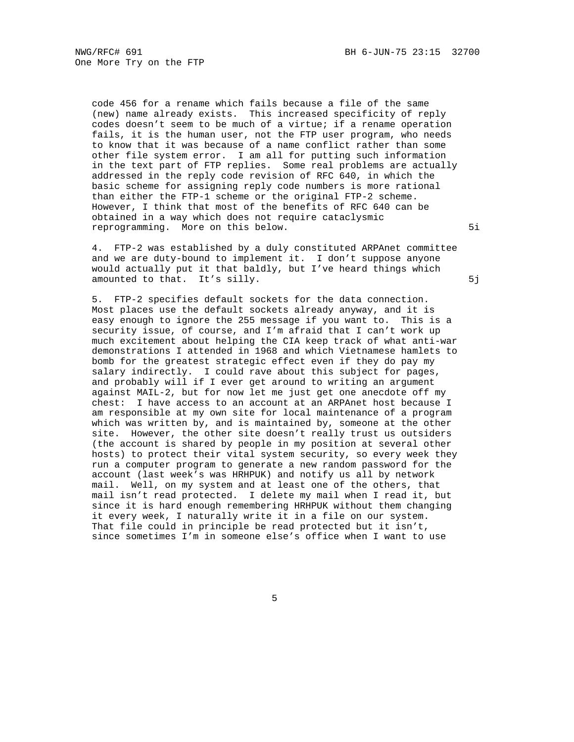code 456 for a rename which fails because a file of the same (new) name already exists. This increased specificity of reply codes doesn't seem to be much of a virtue; if a rename operation fails, it is the human user, not the FTP user program, who needs to know that it was because of a name conflict rather than some other file system error. I am all for putting such information in the text part of FTP replies. Some real problems are actually addressed in the reply code revision of RFC 640, in which the basic scheme for assigning reply code numbers is more rational than either the FTP-1 scheme or the original FTP-2 scheme. However, I think that most of the benefits of RFC 640 can be obtained in a way which does not require cataclysmic reprogramming. More on this below. 5i

4. FTP-2 was established by a duly constituted ARPAnet committee and we are duty-bound to implement it. I don't suppose anyone would actually put it that baldly, but I've heard things which amounted to that. It's silly. 5j

5. FTP-2 specifies default sockets for the data connection. Most places use the default sockets already anyway, and it is easy enough to ignore the 255 message if you want to. This is a security issue, of course, and I'm afraid that I can't work up much excitement about helping the CIA keep track of what anti-war demonstrations I attended in 1968 and which Vietnamese hamlets to bomb for the greatest strategic effect even if they do pay my salary indirectly. I could rave about this subject for pages, and probably will if I ever get around to writing an argument against MAIL-2, but for now let me just get one anecdote off my chest: I have access to an account at an ARPAnet host because I am responsible at my own site for local maintenance of a program which was written by, and is maintained by, someone at the other site. However, the other site doesn't really trust us outsiders (the account is shared by people in my position at several other hosts) to protect their vital system security, so every week they run a computer program to generate a new random password for the account (last week's was HRHPUK) and notify us all by network mail. Well, on my system and at least one of the others, that mail isn't read protected. I delete my mail when I read it, but since it is hard enough remembering HRHPUK without them changing it every week, I naturally write it in a file on our system. That file could in principle be read protected but it isn't, since sometimes I'm in someone else's office when I want to use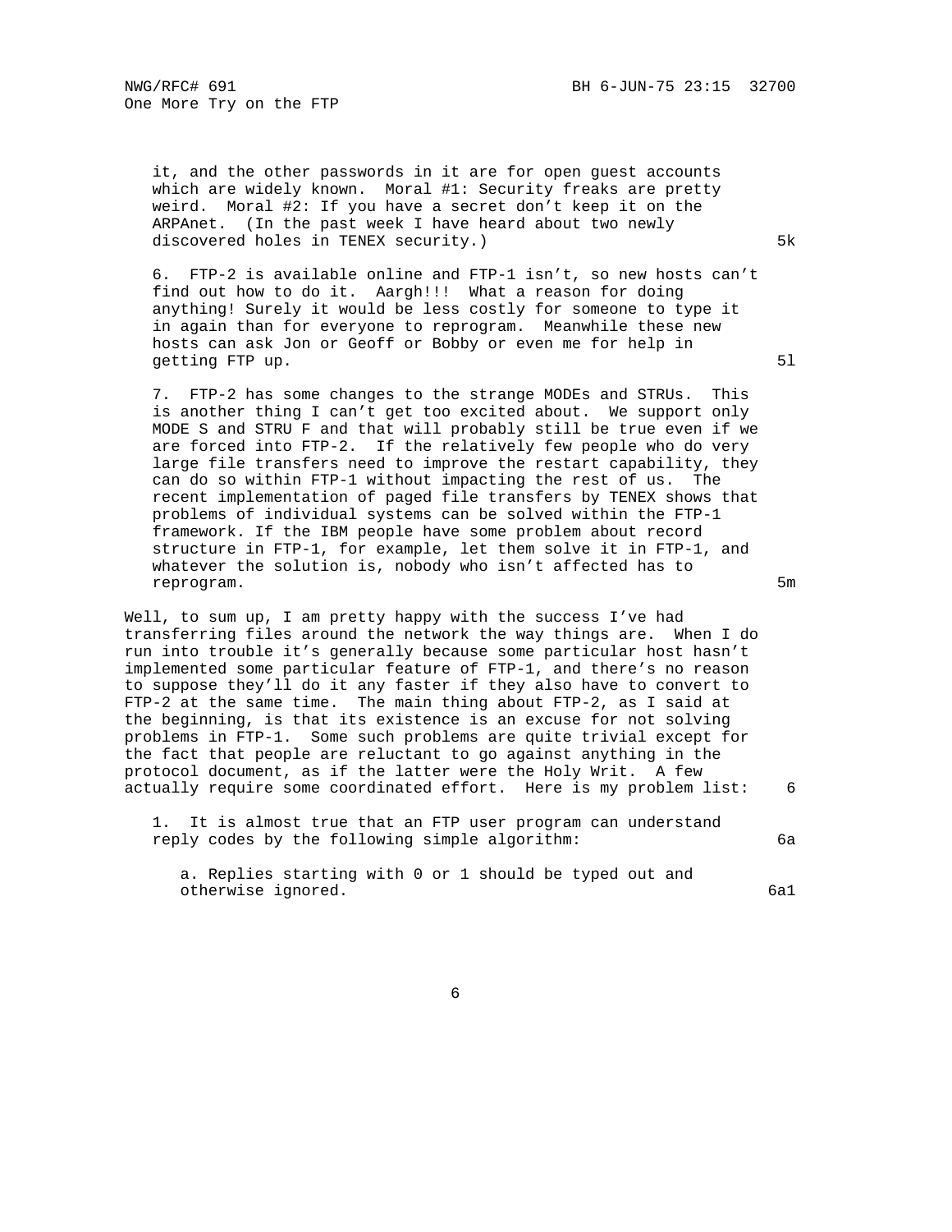it, and the other passwords in it are for open guest accounts which are widely known. Moral #1: Security freaks are pretty weird. Moral #2: If you have a secret don't keep it on the ARPAnet. (In the past week I have heard about two newly discovered holes in TENEX security.) 5k

6. FTP-2 is available online and FTP-1 isn't, so new hosts can't find out how to do it. Aargh!!! What a reason for doing anything! Surely it would be less costly for someone to type it in again than for everyone to reprogram. Meanwhile these new hosts can ask Jon or Geoff or Bobby or even me for help in getting FTP up. 5l

7. FTP-2 has some changes to the strange MODEs and STRUs. This is another thing I can't get too excited about. We support only MODE S and STRU F and that will probably still be true even if we are forced into FTP-2. If the relatively few people who do very large file transfers need to improve the restart capability, they can do so within FTP-1 without impacting the rest of us. The recent implementation of paged file transfers by TENEX shows that problems of individual systems can be solved within the FTP-1 framework. If the IBM people have some problem about record structure in FTP-1, for example, let them solve it in FTP-1, and whatever the solution is, nobody who isn't affected has to reprogram. 5m

Well, to sum up, I am pretty happy with the success I've had transferring files around the network the way things are. When I do run into trouble it's generally because some particular host hasn't implemented some particular feature of FTP-1, and there's no reason to suppose they'll do it any faster if they also have to convert to FTP-2 at the same time. The main thing about FTP-2, as I said at the beginning, is that its existence is an excuse for not solving problems in FTP-1. Some such problems are quite trivial except for the fact that people are reluctant to go against anything in the protocol document, as if the latter were the Holy Writ. A few actually require some coordinated effort. Here is my problem list: 6

1. It is almost true that an FTP user program can understand reply codes by the following simple algorithm: 6a

   a. Replies starting with 0 or 1 should be typed out and otherwise ignored. 6a1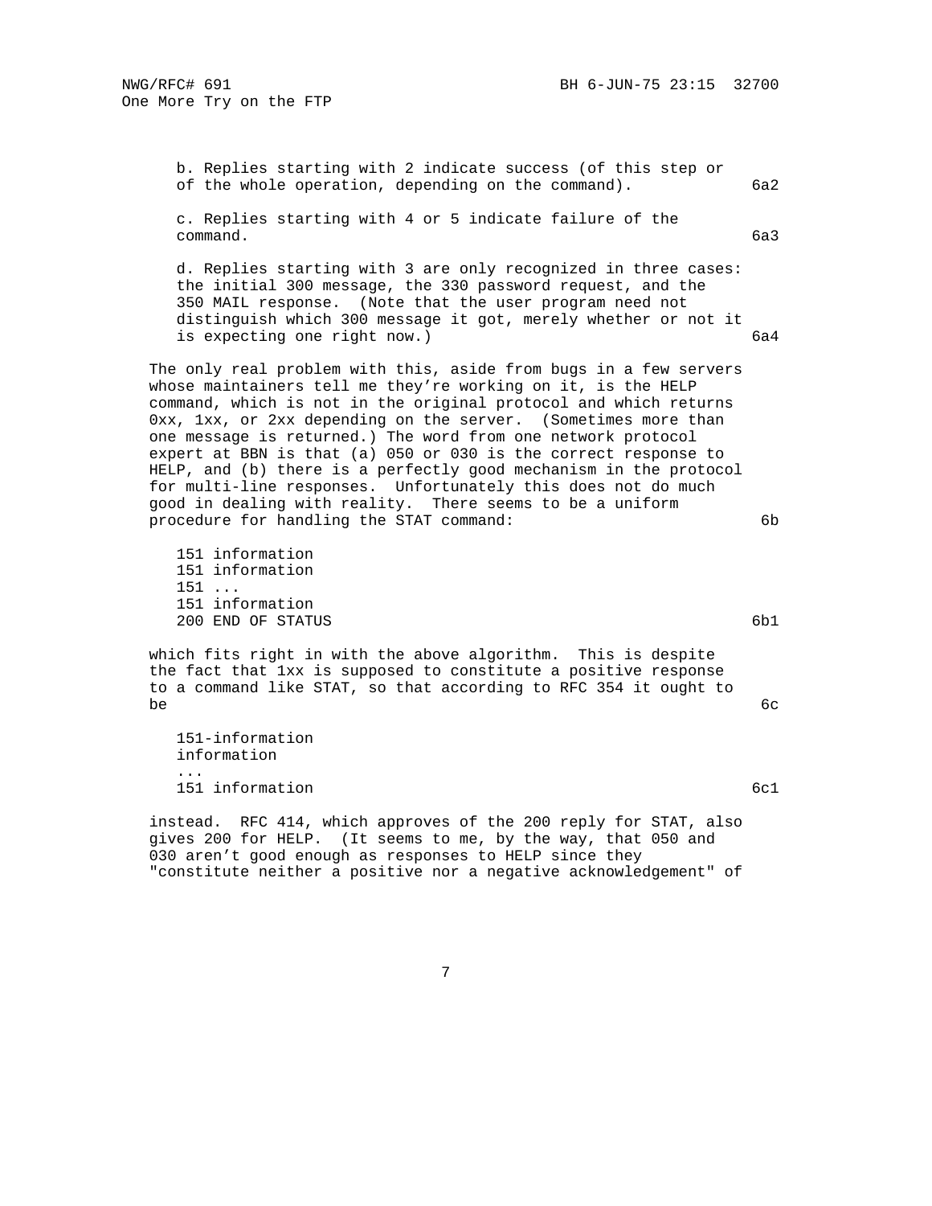b. Replies starting with 2 indicate success (of this step or of the whole operation, depending on the command). 6a2

c. Replies starting with 4 or 5 indicate failure of the command. 6a3

d. Replies starting with 3 are only recognized in three cases: the initial 300 message, the 330 password request, and the 350 MAIL response. (Note that the user program need not distinguish which 300 message it got, merely whether or not it is expecting one right now.) 6a4

The only real problem with this, aside from bugs in a few servers whose maintainers tell me they're working on it, is the HELP command, which is not in the original protocol and which returns 0xx, 1xx, or 2xx depending on the server. (Sometimes more than one message is returned.) The word from one network protocol expert at BBN is that (a) 050 or 030 is the correct response to HELP, and (b) there is a perfectly good mechanism in the protocol for multi-line responses. Unfortunately this does not do much good in dealing with reality. There seems to be a uniform procedure for handling the STAT command: 6b

```
151 information
151 information
151 ...
151 information
200 END OF STATUS
```
6b1

which fits right in with the above algorithm. This is despite the fact that 1xx is supposed to constitute a positive response to a command like STAT, so that according to RFC 354 it ought to be 6c

```
151-information
information
...
151 information
```
6c1

instead. RFC 414, which approves of the 200 reply for STAT, also gives 200 for HELP. (It seems to me, by the way, that 050 and 030 aren't good enough as responses to HELP since they "constitute neither a positive nor a negative acknowledgement" of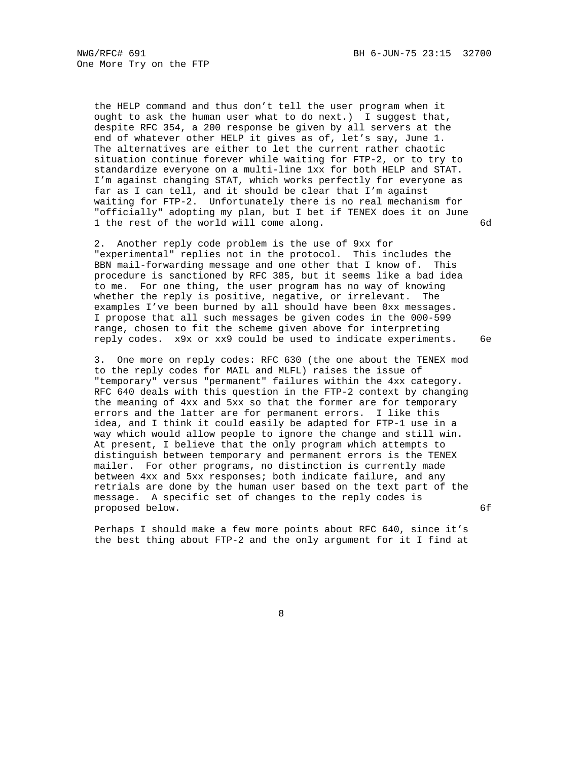the HELP command and thus don't tell the user program when it ought to ask the human user what to do next.) I suggest that, despite RFC 354, a 200 response be given by all servers at the end of whatever other HELP it gives as of, let's say, June 1. The alternatives are either to let the current rather chaotic situation continue forever while waiting for FTP-2, or to try to standardize everyone on a multi-line 1xx for both HELP and STAT. I'm against changing STAT, which works perfectly for everyone as far as I can tell, and it should be clear that I'm against waiting for FTP-2. Unfortunately there is no real mechanism for "officially" adopting my plan, but I bet if TENEX does it on June 1 the rest of the world will come along. 6d

2. Another reply code problem is the use of 9xx for "experimental" replies not in the protocol. This includes the BBN mail-forwarding message and one other that I know of. This procedure is sanctioned by RFC 385, but it seems like a bad idea to me. For one thing, the user program has no way of knowing whether the reply is positive, negative, or irrelevant. The examples I've been burned by all should have been 0xx messages. I propose that all such messages be given codes in the 000-599 range, chosen to fit the scheme given above for interpreting reply codes. x9x or xx9 could be used to indicate experiments. 6e

3. One more on reply codes: RFC 630 (the one about the TENEX mod to the reply codes for MAIL and MLFL) raises the issue of "temporary" versus "permanent" failures within the 4xx category. RFC 640 deals with this question in the FTP-2 context by changing the meaning of 4xx and 5xx so that the former are for temporary errors and the latter are for permanent errors. I like this idea, and I think it could easily be adapted for FTP-1 use in a way which would allow people to ignore the change and still win. At present, I believe that the only program which attempts to distinguish between temporary and permanent errors is the TENEX mailer. For other programs, no distinction is currently made between 4xx and 5xx responses; both indicate failure, and any retrials are done by the human user based on the text part of the message. A specific set of changes to the reply codes is proposed below. 6f

Perhaps I should make a few more points about RFC 640, since it's the best thing about FTP-2 and the only argument for it I find at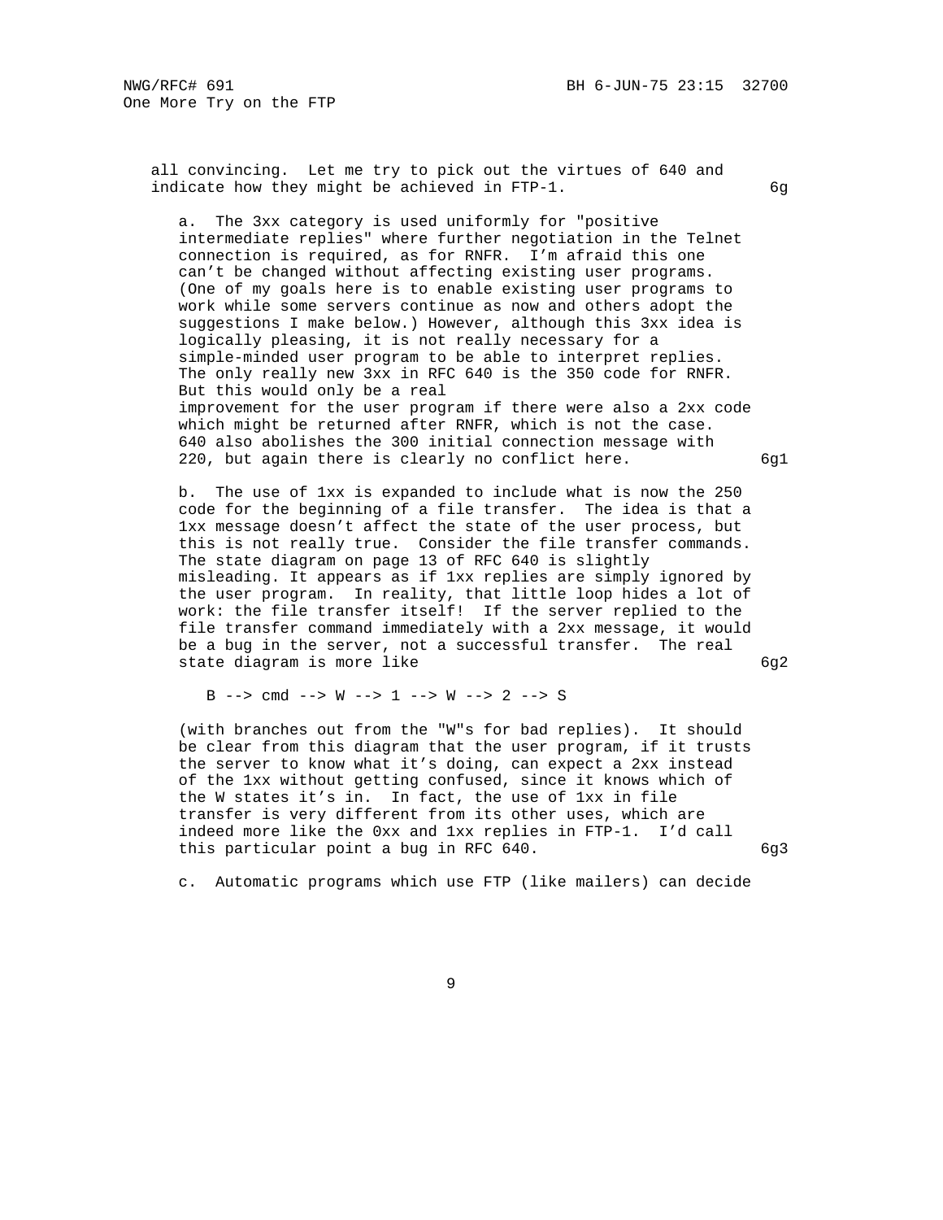all convincing. Let me try to pick out the virtues of 640 and indicate how they might be achieved in FTP-1. 6g

a. The 3xx category is used uniformly for "positive intermediate replies" where further negotiation in the Telnet connection is required, as for RNFR. I'm afraid this one can't be changed without affecting existing user programs. (One of my goals here is to enable existing user programs to work while some servers continue as now and others adopt the suggestions I make below.) However, although this 3xx idea is logically pleasing, it is not really necessary for a simple-minded user program to be able to interpret replies. The only really new 3xx in RFC 640 is the 350 code for RNFR. But this would only be a real improvement for the user program if there were also a 2xx code which might be returned after RNFR, which is not the case. 640 also abolishes the 300 initial connection message with 220, but again there is clearly no conflict here. 6g1

b. The use of 1xx is expanded to include what is now the 250 code for the beginning of a file transfer. The idea is that a 1xx message doesn't affect the state of the user process, but this is not really true. Consider the file transfer commands. The state diagram on page 13 of RFC 640 is slightly misleading. It appears as if 1xx replies are simply ignored by the user program. In reality, that little loop hides a lot of work: the file transfer itself! If the server replied to the file transfer command immediately with a 2xx message, it would be a bug in the server, not a successful transfer. The real state diagram is more like 6g2

```
B --> cmd --> W --> 1 --> W --> 2 --> S
```

(with branches out from the "W"s for bad replies). It should be clear from this diagram that the user program, if it trusts the server to know what it's doing, can expect a 2xx instead of the 1xx without getting confused, since it knows which of the W states it's in. In fact, the use of 1xx in file transfer is very different from its other uses, which are indeed more like the 0xx and 1xx replies in FTP-1. I'd call this particular point a bug in RFC 640. 6g3

c. Automatic programs which use FTP (like mailers) can decide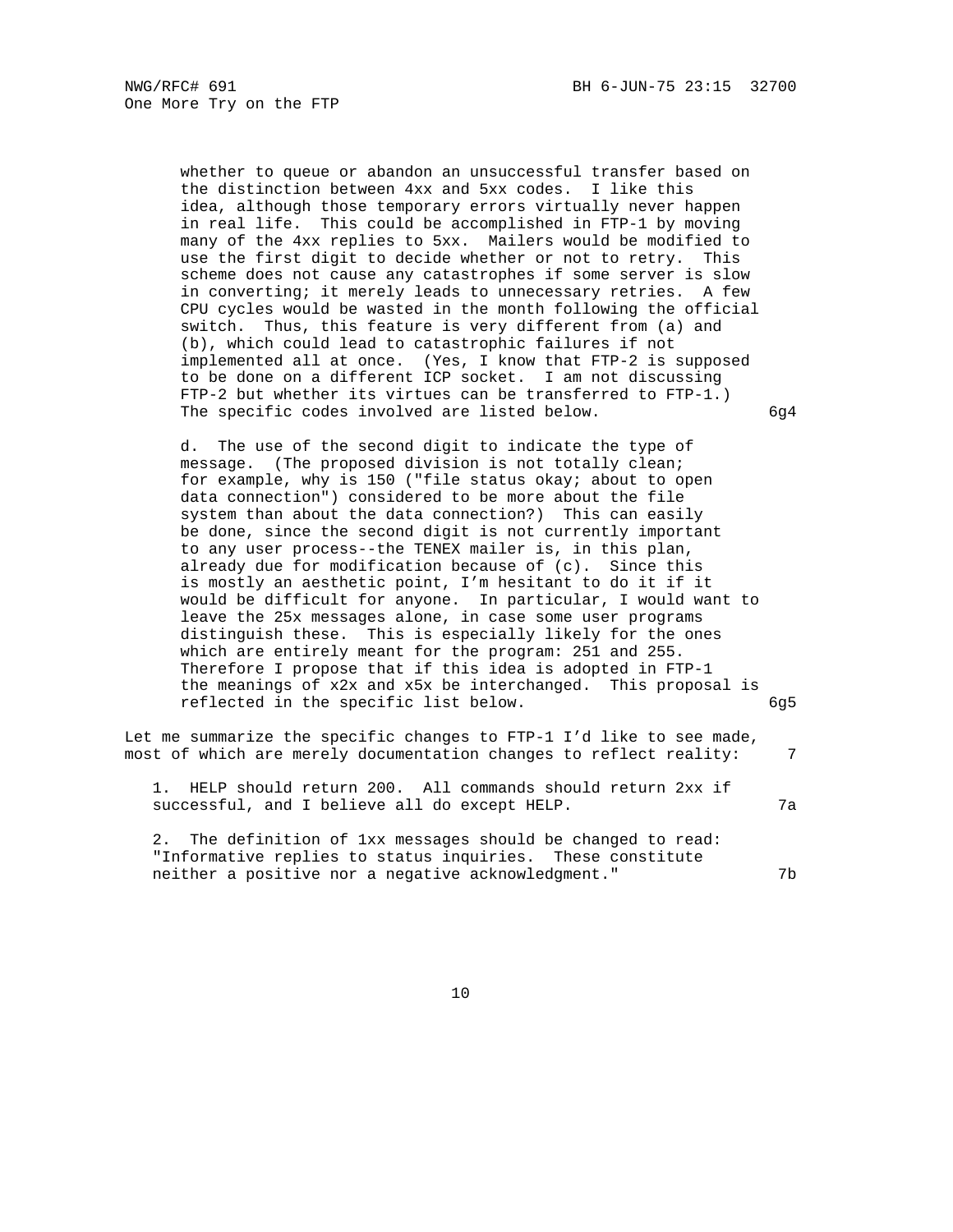whether to queue or abandon an unsuccessful transfer based on the distinction between 4xx and 5xx codes. I like this idea, although those temporary errors virtually never happen in real life. This could be accomplished in FTP-1 by moving many of the 4xx replies to 5xx. Mailers would be modified to use the first digit to decide whether or not to retry. This scheme does not cause any catastrophes if some server is slow in converting; it merely leads to unnecessary retries. A few CPU cycles would be wasted in the month following the official switch. Thus, this feature is very different from (a) and (b), which could lead to catastrophic failures if not implemented all at once. (Yes, I know that FTP-2 is supposed to be done on a different ICP socket. I am not discussing FTP-2 but whether its virtues can be transferred to FTP-1.) The specific codes involved are listed below. 6g4

d. The use of the second digit to indicate the type of message. (The proposed division is not totally clean; for example, why is 150 ("file status okay; about to open data connection") considered to be more about the file system than about the data connection?) This can easily be done, since the second digit is not currently important to any user process--the TENEX mailer is, in this plan, already due for modification because of (c). Since this is mostly an aesthetic point, I'm hesitant to do it if it would be difficult for anyone. In particular, I would want to leave the 25x messages alone, in case some user programs distinguish these. This is especially likely for the ones which are entirely meant for the program: 251 and 255. Therefore I propose that if this idea is adopted in FTP-1 the meanings of x2x and x5x be interchanged. This proposal is reflected in the specific list below. 6g5

Let me summarize the specific changes to FTP-1 I'd like to see made, most of which are merely documentation changes to reflect reality: 7

1. HELP should return 200. All commands should return 2xx if successful, and I believe all do except HELP. 7a

2. The definition of 1xx messages should be changed to read: "Informative replies to status inquiries. These constitute neither a positive nor a negative acknowledgment." 7b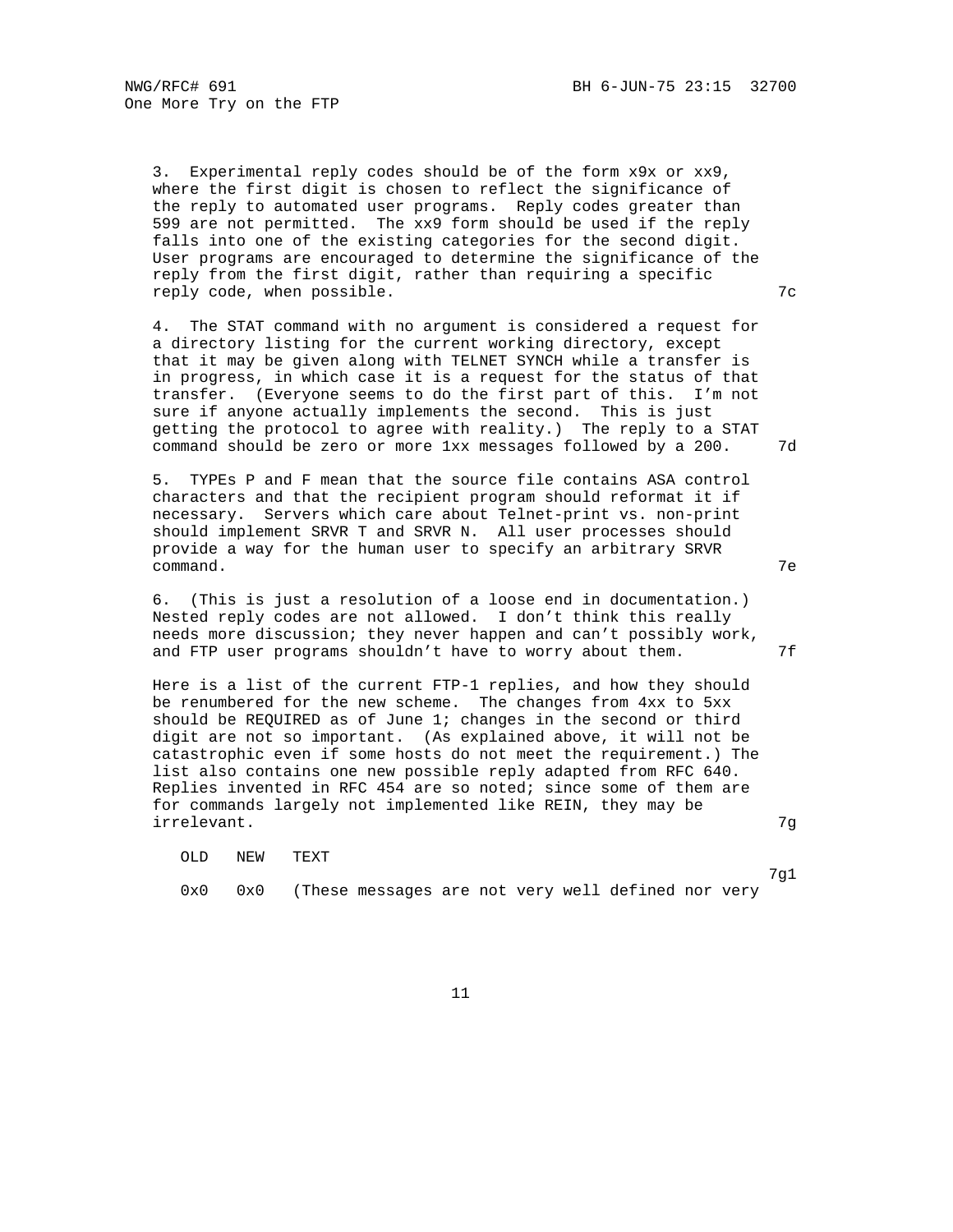3. Experimental reply codes should be of the form x9x or xx9, where the first digit is chosen to reflect the significance of the reply to automated user programs. Reply codes greater than 599 are not permitted. The xx9 form should be used if the reply falls into one of the existing categories for the second digit. User programs are encouraged to determine the significance of the reply from the first digit, rather than requiring a specific reply code, when possible. 7c

4. The STAT command with no argument is considered a request for a directory listing for the current working directory, except that it may be given along with TELNET SYNCH while a transfer is in progress, in which case it is a request for the status of that transfer. (Everyone seems to do the first part of this. I'm not sure if anyone actually implements the second. This is just getting the protocol to agree with reality.) The reply to a STAT command should be zero or more 1xx messages followed by a 200. 7d

5. TYPEs P and F mean that the source file contains ASA control characters and that the recipient program should reformat it if necessary. Servers which care about Telnet-print vs. non-print should implement SRVR T and SRVR N. All user processes should provide a way for the human user to specify an arbitrary SRVR command. 7e

6. (This is just a resolution of a loose end in documentation.) Nested reply codes are not allowed. I don't think this really needs more discussion; they never happen and can't possibly work, and FTP user programs shouldn't have to worry about them. 7f

Here is a list of the current FTP-1 replies, and how they should be renumbered for the new scheme. The changes from 4xx to 5xx should be REQUIRED as of June 1; changes in the second or third digit are not so important. (As explained above, it will not be catastrophic even if some hosts do not meet the requirement.) The list also contains one new possible reply adapted from RFC 640. Replies invented in RFC 454 are so noted; since some of them are for commands largely not implemented like REIN, they may be irrelevant. 7g

```
   OLD   NEW   TEXT
                                                          7g1
   0x0   0x0   (These messages are not very well defined nor very
```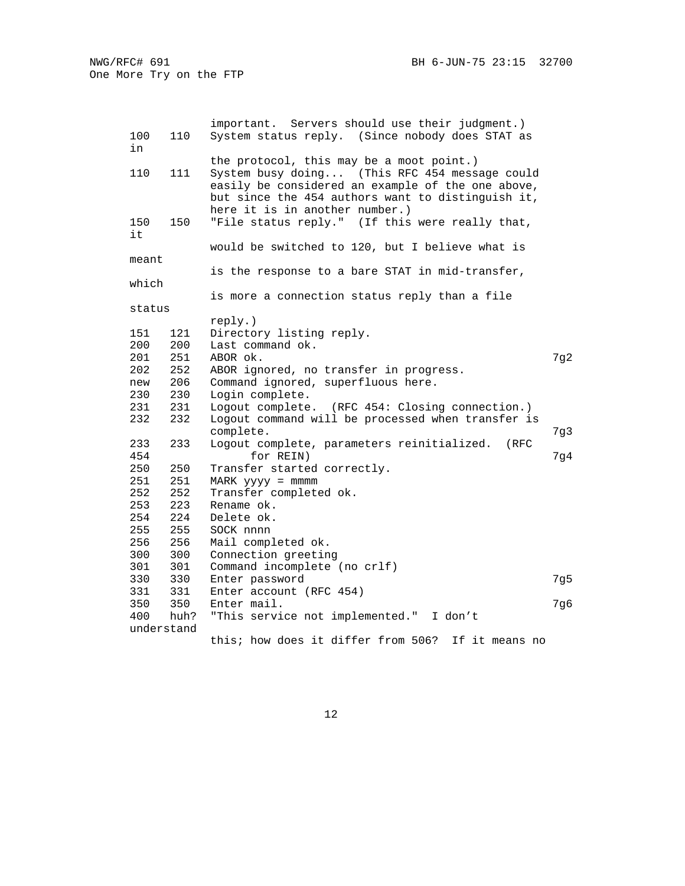```
             important.  Servers should use their judgment.)
100   110    System status reply.  (Since nobody does STAT as in
             the protocol, this may be a moot point.)
110   111    System busy doing...  (This RFC 454 message could
             easily be considered an example of the one above,
             but since the 454 authors want to distinguish it,
             here it is in another number.)
150   150    "File status reply."  (If this were really that, it
             would be switched to 120, but I believe what is meant
             is the response to a bare STAT in mid-transfer, which
             is more a connection status reply than a file status
             reply.)
151   121    Directory listing reply.
200   200    Last command ok.
201   251    ABOR ok.                                             7g2
202   252    ABOR ignored, no transfer in progress.
new   206    Command ignored, superfluous here.
230   230    Login complete.
231   231    Logout complete.  (RFC 454: Closing connection.)
232   232    Logout command will be processed when transfer is
             complete.                                            7g3
233   233    Logout complete, parameters reinitialized.  (RFC 454
                  for REIN)                                       7g4
250   250    Transfer started correctly.
251   251    MARK yyyy = mmmm
252   252    Transfer completed ok.
253   223    Rename ok.
254   224    Delete ok.
255   255    SOCK nnnn
256   256    Mail completed ok.
300   300    Connection greeting
301   301    Command incomplete (no crlf)
330   330    Enter password                                       7g5
331   331    Enter account (RFC 454)
350   350    Enter mail.                                          7g6
400   huh?   "This service not implemented."  I don't understand
             this; how does it differ from 506?  If it means no
```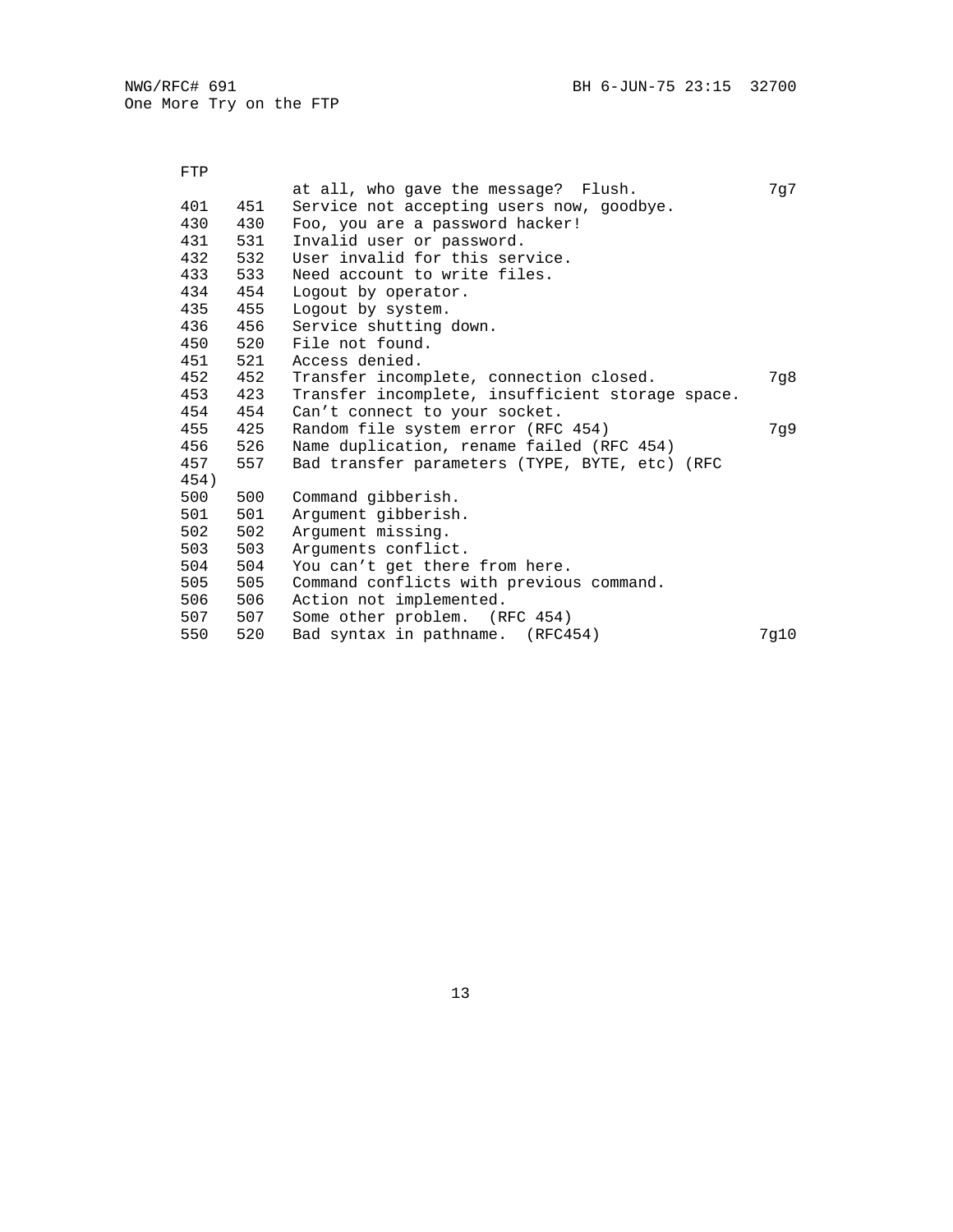FTP

| | | | |
|---|---|---|---|
| | | at all, who gave the message? Flush. | 7g7 |
| 401 | 451 | Service not accepting users now, goodbye. | |
| 430 | 430 | Foo, you are a password hacker! | |
| 431 | 531 | Invalid user or password. | |
| 432 | 532 | User invalid for this service. | |
| 433 | 533 | Need account to write files. | |
| 434 | 454 | Logout by operator. | |
| 435 | 455 | Logout by system. | |
| 436 | 456 | Service shutting down. | |
| 450 | 520 | File not found. | |
| 451 | 521 | Access denied. | |
| 452 | 452 | Transfer incomplete, connection closed. | 7g8 |
| 453 | 423 | Transfer incomplete, insufficient storage space. | |
| 454 | 454 | Can't connect to your socket. | |
| 455 | 425 | Random file system error (RFC 454) | 7g9 |
| 456 | 526 | Name duplication, rename failed (RFC 454) | |
| 457 | 557 | Bad transfer parameters (TYPE, BYTE, etc) (RFC 454) | |
| 500 | 500 | Command gibberish. | |
| 501 | 501 | Argument gibberish. | |
| 502 | 502 | Argument missing. | |
| 503 | 503 | Arguments conflict. | |
| 504 | 504 | You can't get there from here. | |
| 505 | 505 | Command conflicts with previous command. | |
| 506 | 506 | Action not implemented. | |
| 507 | 507 | Some other problem. (RFC 454) | |
| 550 | 520 | Bad syntax in pathname. (RFC454) | 7g10 |